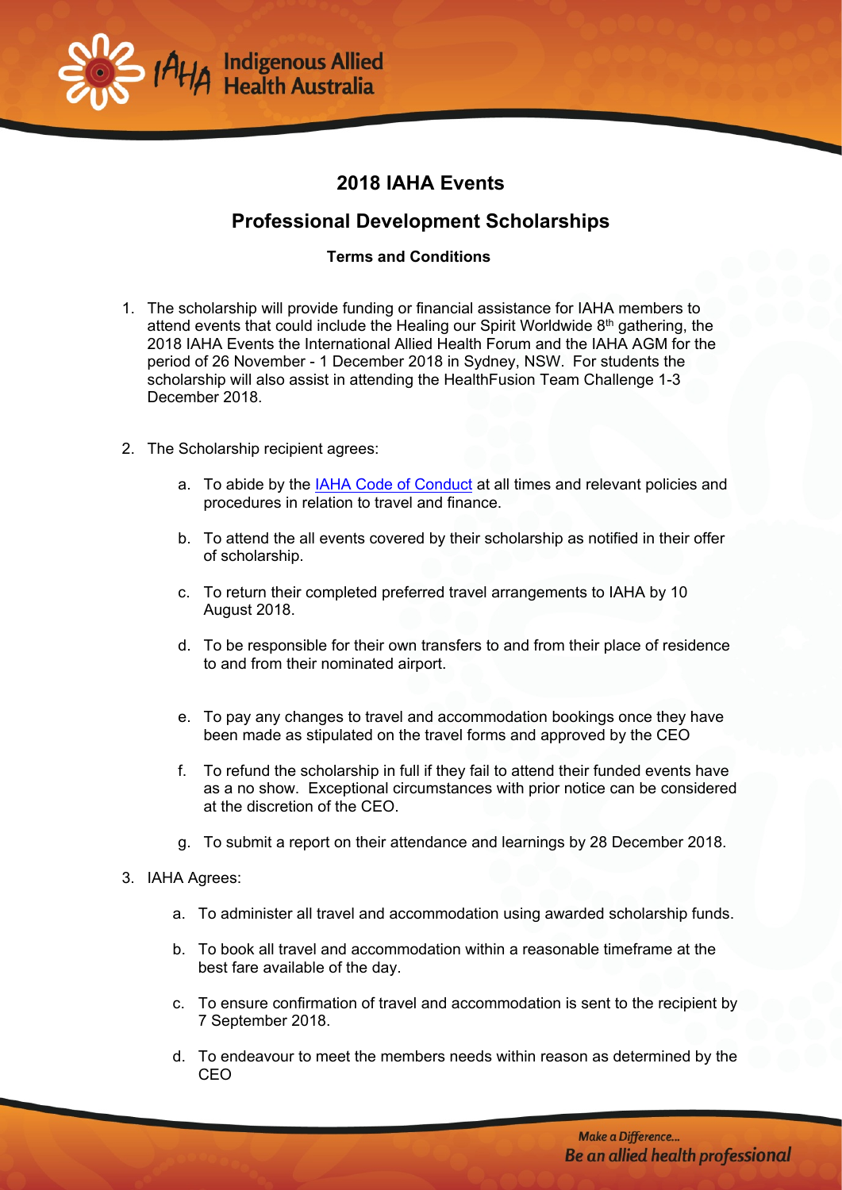Indigenous Allied Health Australia

# 2018 IAHA Events

## Professional Development Scholarships

**Terms and Conditions**

1. The scholarship will provide funding or financial assistance for IAHA members to attend events that could include the Healing our Spirit Worldwide 8th gathering, the 2018 IAHA Events the International Allied Health Forum and the IAHA AGM for the period of 26 November - 1 December 2018 in Sydney, NSW. For students the scholarship will also assist in attending the HealthFusion Team Challenge 1-3 December 2018.

2. The Scholarship recipient agrees:

   a. To abide by the IAHA Code of Conduct at all times and relevant policies and procedures in relation to travel and finance.

   b. To attend the all events covered by their scholarship as notified in their offer of scholarship.

   c. To return their completed preferred travel arrangements to IAHA by 10 August 2018.

   d. To be responsible for their own transfers to and from their place of residence to and from their nominated airport.

   e. To pay any changes to travel and accommodation bookings once they have been made as stipulated on the travel forms and approved by the CEO

   f. To refund the scholarship in full if they fail to attend their funded events have as a no show. Exceptional circumstances with prior notice can be considered at the discretion of the CEO.

   g. To submit a report on their attendance and learnings by 28 December 2018.

3. IAHA Agrees:

   a. To administer all travel and accommodation using awarded scholarship funds.

   b. To book all travel and accommodation within a reasonable timeframe at the best fare available of the day.

   c. To ensure confirmation of travel and accommodation is sent to the recipient by 7 September 2018.

   d. To endeavour to meet the members needs within reason as determined by the CEO

*Make a Difference...*
*Be an allied health professional*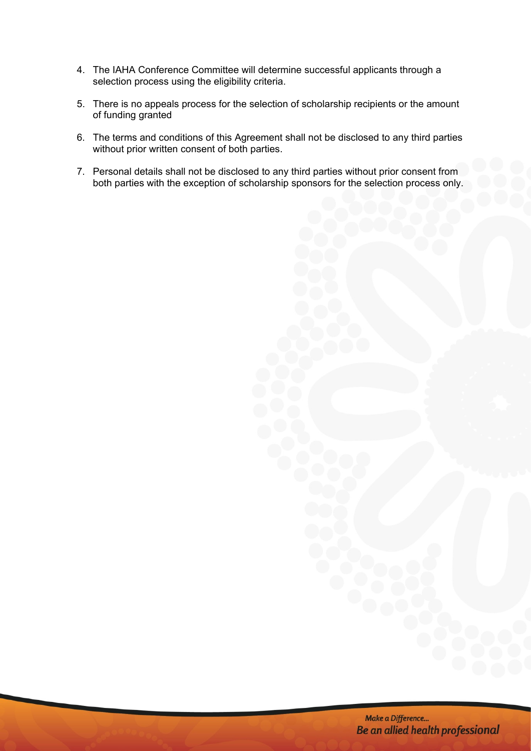4. The IAHA Conference Committee will determine successful applicants through a selection process using the eligibility criteria.

5. There is no appeals process for the selection of scholarship recipients or the amount of funding granted

6. The terms and conditions of this Agreement shall not be disclosed to any third parties without prior written consent of both parties.

7. Personal details shall not be disclosed to any third parties without prior consent from both parties with the exception of scholarship sponsors for the selection process only.